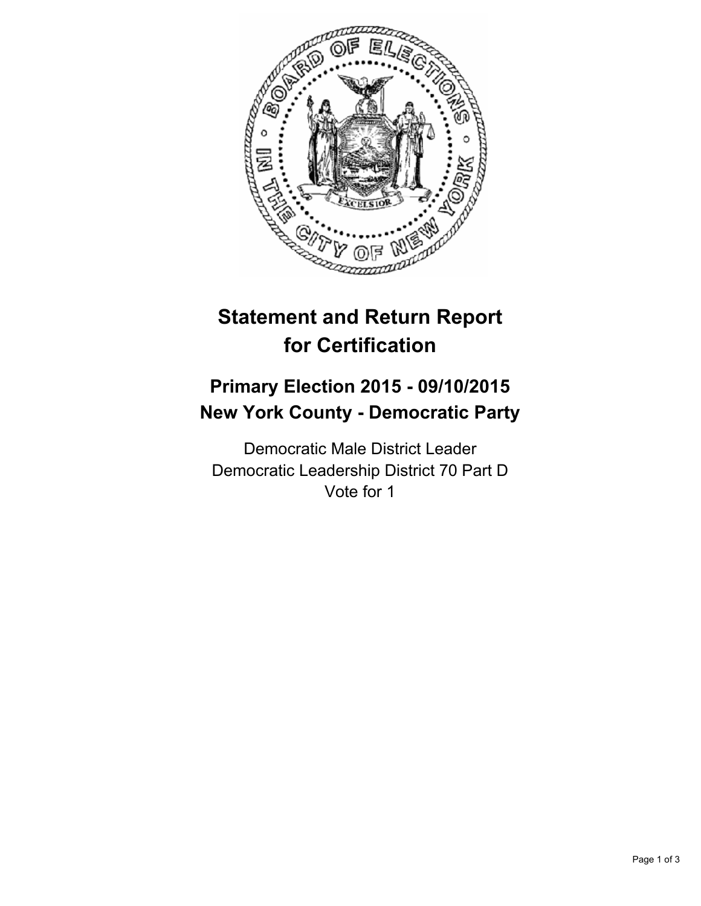# Statement and Return Report for Certification

## Primary Election 2015 - 09/10/2015
## New York County - Democratic Party

Democratic Male District Leader
Democratic Leadership District 70 Part D
Vote for 1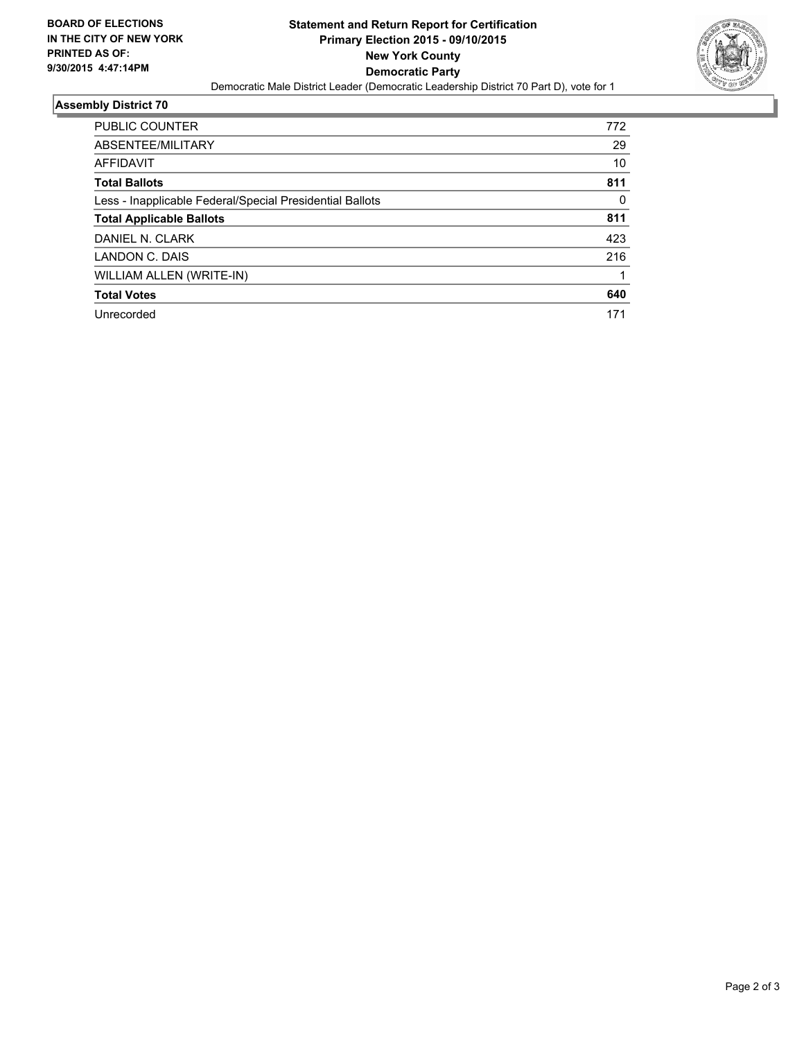BOARD OF ELECTIONS
IN THE CITY OF NEW YORK
PRINTED AS OF:
9/30/2015 4:47:14PM

**Statement and Return Report for Certification**
**Primary Election 2015 - 09/10/2015**
**New York County**
**Democratic Party**
Democratic Male District Leader (Democratic Leadership District 70 Part D), vote for 1

## Assembly District 70

| | |
|---|---|
| PUBLIC COUNTER | 772 |
| ABSENTEE/MILITARY | 29 |
| AFFIDAVIT | 10 |
| **Total Ballots** | **811** |
| Less - Inapplicable Federal/Special Presidential Ballots | 0 |
| **Total Applicable Ballots** | **811** |
| DANIEL N. CLARK | 423 |
| LANDON C. DAIS | 216 |
| WILLIAM ALLEN (WRITE-IN) | 1 |
| **Total Votes** | **640** |
| Unrecorded | 171 |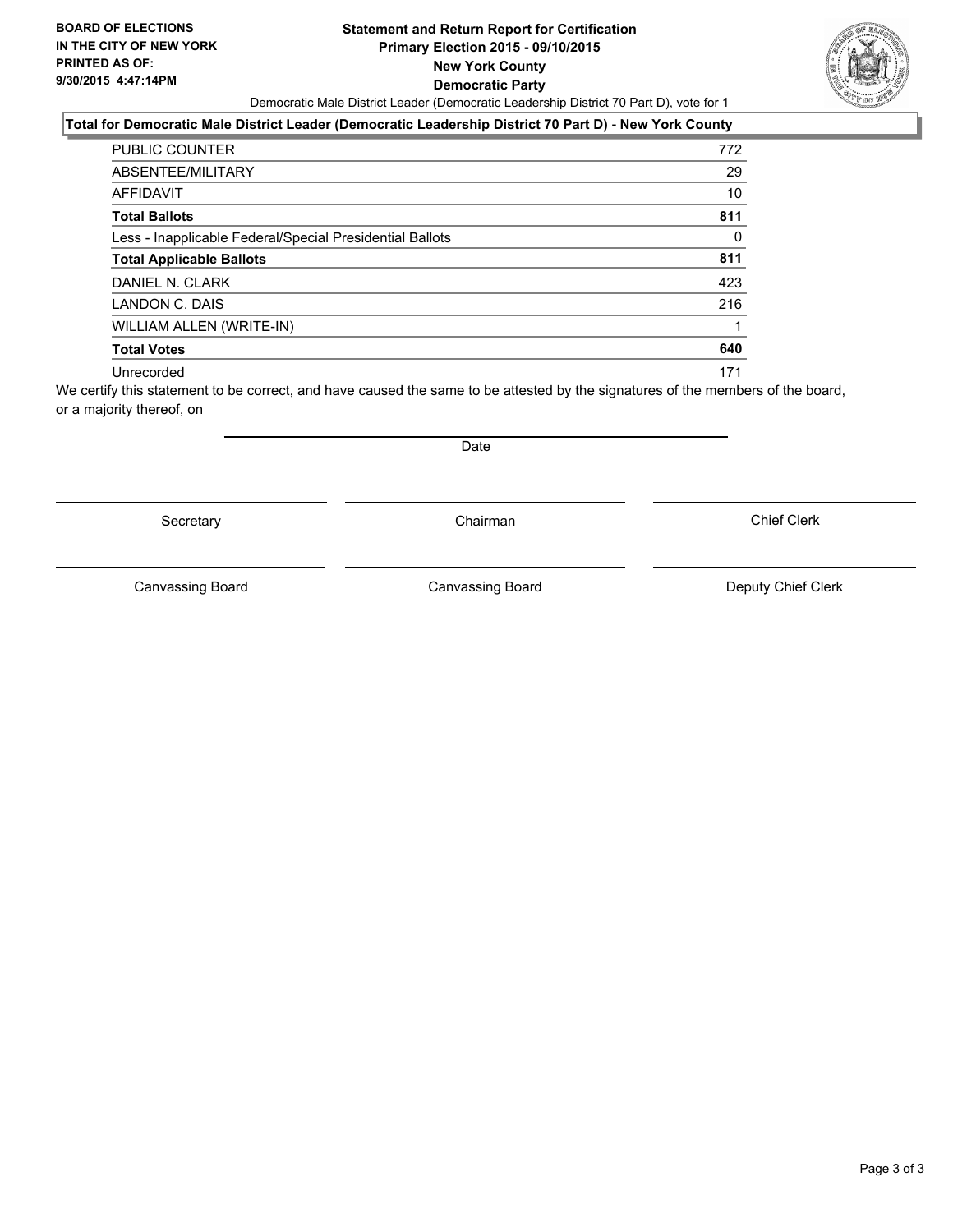**BOARD OF ELECTIONS IN THE CITY OF NEW YORK PRINTED AS OF: 9/30/2015 4:47:14PM**

**Statement and Return Report for Certification**
**Primary Election 2015 - 09/10/2015**
**New York County**
**Democratic Party**

Democratic Male District Leader (Democratic Leadership District 70 Part D), vote for 1

**Total for Democratic Male District Leader (Democratic Leadership District 70 Part D) - New York County**

| | |
|---|---|
| PUBLIC COUNTER | 772 |
| ABSENTEE/MILITARY | 29 |
| AFFIDAVIT | 10 |
| **Total Ballots** | **811** |
| Less - Inapplicable Federal/Special Presidential Ballots | 0 |
| **Total Applicable Ballots** | **811** |
| DANIEL N. CLARK | 423 |
| LANDON C. DAIS | 216 |
| WILLIAM ALLEN (WRITE-IN) | 1 |
| **Total Votes** | **640** |
| Unrecorded | 171 |

We certify this statement to be correct, and have caused the same to be attested by the signatures of the members of the board, or a majority thereof, on

Date

Secretary | Chairman | Chief Clerk

Canvassing Board | Canvassing Board | Deputy Chief Clerk